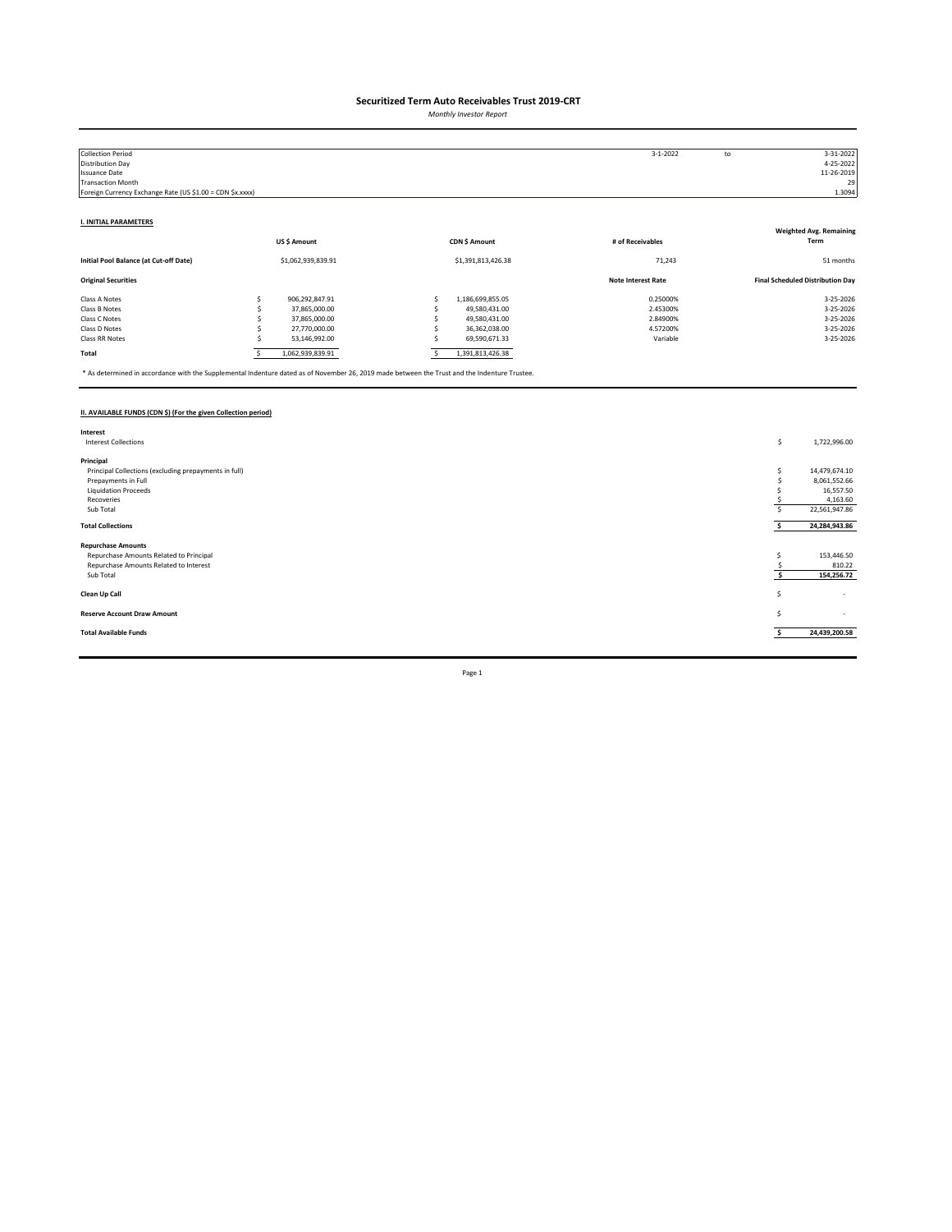# Securitized Term Auto Receivables Trust 2019-CRT

*Monthly Investor Report*

| | | | |
|---|---|---|---|
| Collection Period | 3-1-2022 | to | 3-31-2022 |
| Distribution Day | | | 4-25-2022 |
| Issuance Date | | | 11-26-2019 |
| Transaction Month | | | 29 |
| Foreign Currency Exchange Rate (US $1.00 = CDN $x.xxxx) | | | 1.3094 |

**I. INITIAL PARAMETERS**

| | US $ Amount | CDN $ Amount | # of Receivables | Weighted Avg. Remaining Term |
|---|---|---|---|---|
| **Initial Pool Balance (at Cut-off Date)** | $1,062,939,839.91 | $1,391,813,426.38 | 71,243 | 51 months |
| **Original Securities** | | | **Note Interest Rate** | **Final Scheduled Distribution Day** |
| Class A Notes | $ 906,292,847.91 | $ 1,186,699,855.05 | 0.25000% | 3-25-2026 |
| Class B Notes | $ 37,865,000.00 | $ 49,580,431.00 | 2.45300% | 3-25-2026 |
| Class C Notes | $ 37,865,000.00 | $ 49,580,431.00 | 2.84900% | 3-25-2026 |
| Class D Notes | $ 27,770,000.00 | $ 36,362,038.00 | 4.57200% | 3-25-2026 |
| Class RR Notes | $ 53,146,992.00 | $ 69,590,671.33 | Variable | 3-25-2026 |
| **Total** | $ 1,062,939,839.91 | $ 1,391,813,426.38 | | |

* As determined in accordance with the Supplemental Indenture dated as of November 26, 2019 made between the Trust and the Indenture Trustee.

**II. AVAILABLE FUNDS (CDN $) (For the given Collection period)**

| | |
|---|---|
| **Interest** | |
| Interest Collections | $ 1,722,996.00 |
| **Principal** | |
| Principal Collections (excluding prepayments in full) | $ 14,479,674.10 |
| Prepayments in Full | $ 8,061,552.66 |
| Liquidation Proceeds | $ 16,557.50 |
| Recoveries | $ 4,163.60 |
| Sub Total | $ 22,561,947.86 |
| **Total Collections** | **$ 24,284,943.86** |
| **Repurchase Amounts** | |
| Repurchase Amounts Related to Principal | $ 153,446.50 |
| Repurchase Amounts Related to Interest | $ 810.22 |
| Sub Total | **$ 154,256.72** |
| **Clean Up Call** | $ - |
| **Reserve Account Draw Amount** | $ - |
| **Total Available Funds** | **$ 24,439,200.58** |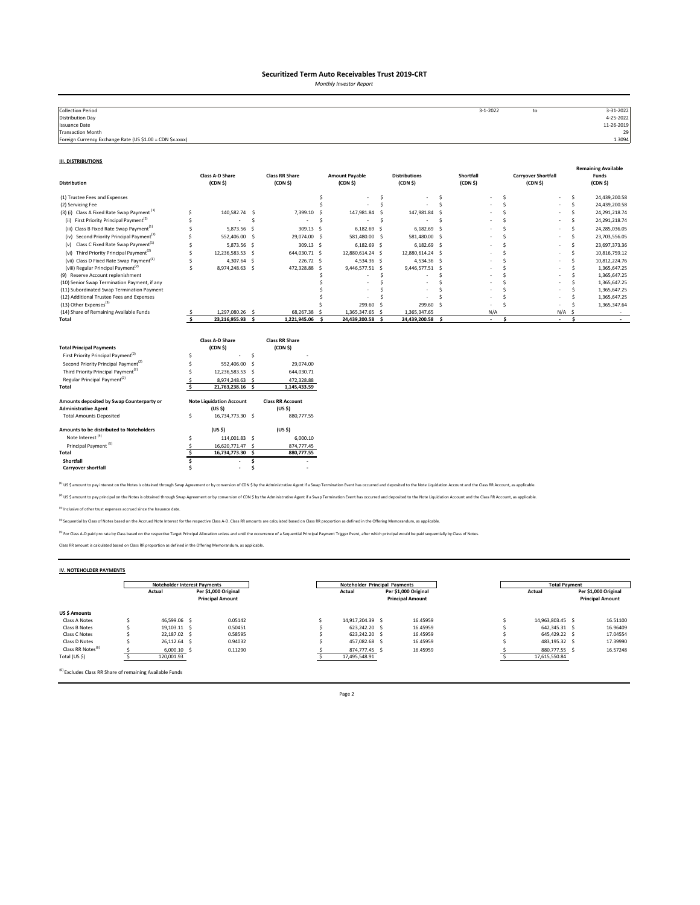# Securitized Term Auto Receivables Trust 2019-CRT

*Monthly Investor Report*

| | | | |
|---|---|---|---|
| Collection Period | 3-1-2022 | to | 3-31-2022 |
| Distribution Day | | | 4-25-2022 |
| Issuance Date | | | 11-26-2019 |
| Transaction Month | | | 29 |
| Foreign Currency Exchange Rate (US $1.00 = CDN $x.xxxx) | | | 1.3094 |

## III. DISTRIBUTIONS

| Distribution | Class A-D Share (CDN $) | Class RR Share (CDN $) | Amount Payable (CDN $) | Distributions (CDN $) | Shortfall (CDN $) | Carryover Shortfall (CDN $) | Remaining Available Funds (CDN $) |
|---|---|---|---|---|---|---|---|
| (1) Trustee Fees and Expenses | | | $ - | $ - | $ - | $ - | $ 24,439,200.58 |
| (2) Servicing Fee | | | $ - | $ - | $ - | $ - | $ 24,439,200.58 |
| (3) (i) Class A Fixed Rate Swap Payment [1] | $ 140,582.74 | $ 7,399.10 | $ 147,981.84 | $ 147,981.84 | $ - | $ - | $ 24,291,218.74 |
| (ii) First Priority Principal Payment[2] | $ - | $ - | $ - | $ - | $ - | $ - | $ 24,291,218.74 |
| (iii) Class B Fixed Rate Swap Payment[1] | $ 5,873.56 | $ 309.13 | $ 6,182.69 | $ 6,182.69 | $ - | $ - | $ 24,285,036.05 |
| (iv) Second Priority Principal Payment[2] | $ 552,406.00 | $ 29,074.00 | $ 581,480.00 | $ 581,480.00 | $ - | $ - | $ 23,703,556.05 |
| (v) Class C Fixed Rate Swap Payment[1] | $ 5,873.56 | $ 309.13 | $ 6,182.69 | $ 6,182.69 | $ - | $ - | $ 23,697,373.36 |
| (vi) Third Priority Principal Payment[2] | $ 12,236,583.53 | $ 644,030.71 | $ 12,880,614.24 | $ 12,880,614.24 | $ - | $ - | $ 10,816,759.12 |
| (vii) Class D Fixed Rate Swap Payment[1] | $ 4,307.64 | $ 226.72 | $ 4,534.36 | $ 4,534.36 | $ - | $ - | $ 10,812,224.76 |
| (viii) Regular Principal Payment[2] | $ 8,974,248.63 | $ 472,328.88 | $ 9,446,577.51 | $ 9,446,577.51 | $ - | $ - | $ 1,365,647.25 |
| (9) Reserve Account replenishment | | | $ - | $ - | $ - | $ - | $ 1,365,647.25 |
| (10) Senior Swap Termination Payment, if any | | | $ - | $ - | $ - | $ - | $ 1,365,647.25 |
| (11) Subordinated Swap Termination Payment | | | $ - | $ - | $ - | $ - | $ 1,365,647.25 |
| (12) Additional Trustee Fees and Expenses | | | $ - | $ - | $ - | $ - | $ 1,365,647.25 |
| (13) Other Expenses[3] | | | $ 299.60 | $ 299.60 | $ - | $ - | $ 1,365,347.64 |
| (14) Share of Remaining Available Funds | $ 1,297,080.26 | $ 68,267.38 | $ 1,365,347.65 | $ 1,365,347.65 | N/A | N/A | $ - |
| **Total** | **$ 23,216,955.93** | **$ 1,221,945.06** | **$ 24,439,200.58** | **$ 24,439,200.58** | **$ -** | **$ -** | **$ -** |

| Total Principal Payments | Class A-D Share (CDN $) | Class RR Share (CDN $) |
|---|---|---|
| First Priority Principal Payment[2] | $ - | $ - |
| Second Priority Principal Payment[2] | $ 552,406.00 | $ 29,074.00 |
| Third Priority Principal Payment[2] | $ 12,236,583.53 | $ 644,030.71 |
| Regular Principal Payment[2] | $ 8,974,248.63 | $ 472,328.88 |
| **Total** | **$ 21,763,238.16** | **$ 1,145,433.59** |

| Amounts deposited by Swap Counterparty or Administrative Agent | Note Liquidation Account (US $) | Class RR Account (US $) |
|---|---|---|
| Total Amounts Deposited | $ 16,734,773.30 | $ 880,777.55 |

| Amounts to be distributed to Noteholders | (US $) | (US $) |
|---|---|---|
| Note Interest [4] | $ 114,001.83 | $ 6,000.10 |
| Principal Payment [5] | $ 16,620,771.47 | $ 874,777.45 |
| **Total** | **$ 16,734,773.30** | **$ 880,777.55** |
| **Shortfall** | **$ -** | **$ -** |
| **Carryover shortfall** | **$ -** | **$ -** |

[1] US $ amount to pay interest on the Notes is obtained through Swap Agreement or by conversion of CDN $ by the Administrative Agent if a Swap Termination Event has occurred and deposited to the Note Liquidation Account and the Class RR Account, as applicable.

[2] US $ amount to pay principal on the Notes is obtained through Swap Agreement or by conversion of CDN $ by the Administrative Agent if a Swap Termination Event has occurred and deposited to the Note Liquidation Account and the Class RR Account, as applicable.

[3] Inclusive of other trust expenses accrued since the Issuance date.

[4] Sequential by Class of Notes based on the Accrued Note Interest for the respective Class A-D. Class RR amounts are calculated based on Class RR proportion as defined in the Offering Memorandum, as applicable.

[5] For Class A-D paid pro rata by Class based on the respective Target Principal Allocation unless and until the occurrence of a Sequential Principal Payment Trigger Event, after which principal would be paid sequentially by Class of Notes.

Class RR amount is calculated based on Class RR proportion as defined in the Offering Memorandum, as applicable.

## IV. NOTEHOLDER PAYMENTS

| | Noteholder Interest Payments | | Noteholder Principal Payments | | Total Payment | |
|---|---|---|---|---|---|---|
| | Actual | Per $1,000 Original Principal Amount | Actual | Per $1,000 Original Principal Amount | Actual | Per $1,000 Original Principal Amount |
| **US $ Amounts** | | | | | | |
| Class A Notes | $ 46,599.06 | $ 0.05142 | $ 14,917,204.39 | $ 16.45959 | $ 14,963,803.45 | $ 16.51100 |
| Class B Notes | $ 19,103.11 | $ 0.50451 | $ 623,242.20 | $ 16.45959 | $ 642,345.31 | $ 16.96409 |
| Class C Notes | $ 22,187.02 | $ 0.58595 | $ 623,242.20 | $ 16.45959 | $ 645,429.22 | $ 17.04554 |
| Class D Notes | $ 26,112.64 | $ 0.94032 | $ 457,082.68 | $ 16.45959 | $ 483,195.32 | $ 17.39990 |
| Class RR Notes[6] | $ 6,000.10 | $ 0.11290 | $ 874,777.45 | $ 16.45959 | $ 880,777.55 | $ 16.57248 |
| Total (US $) | $ 120,001.93 | | $ 17,495,548.91 | | $ 17,615,550.84 | |

[6] Excludes Class RR Share of remaining Available Funds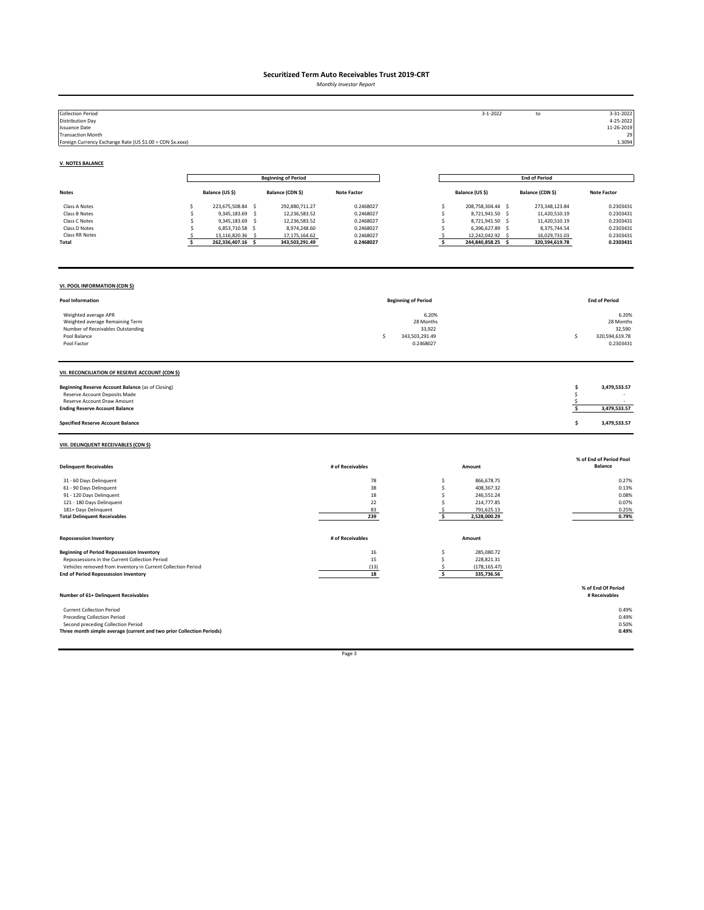# Securitized Term Auto Receivables Trust 2019-CRT

*Monthly Investor Report*

| | | | |
|---|---|---|---|
| Collection Period | 3-1-2022 | to | 3-31-2022 |
| Distribution Day | | | 4-25-2022 |
| Issuance Date | | | 11-26-2019 |
| Transaction Month | | | 29 |
| Foreign Currency Exchange Rate (US $1.00 = CDN $x.xxxx) | | | 1.3094 |

## V. NOTES BALANCE

| | Beginning of Period | | | End of Period | | |
|---|---|---|---|---|---|---|
| **Notes** | **Balance (US $)** | **Balance (CDN $)** | **Note Factor** | **Balance (US $)** | **Balance (CDN $)** | **Note Factor** |
| Class A Notes | $ 223,675,508.84 | $ 292,880,711.27 | 0.2468027 | $ 208,758,304.44 | $ 273,348,123.84 | 0.2303431 |
| Class B Notes | $ 9,345,183.69 | $ 12,236,583.52 | 0.2468027 | $ 8,721,941.50 | $ 11,420,510.19 | 0.2303431 |
| Class C Notes | $ 9,345,183.69 | $ 12,236,583.52 | 0.2468027 | $ 8,721,941.50 | $ 11,420,510.19 | 0.2303431 |
| Class D Notes | $ 6,853,710.58 | $ 8,974,248.60 | 0.2468027 | $ 6,396,627.89 | $ 8,375,744.54 | 0.2303431 |
| Class RR Notes | $ 13,116,820.36 | $ 17,175,164.62 | 0.2468027 | $ 12,242,042.92 | $ 16,029,731.03 | 0.2303431 |
| **Total** | **$ 262,336,407.16** | **$ 343,503,291.49** | **0.2468027** | **$ 244,840,858.25** | **$ 320,594,619.78** | **0.2303431** |

## VI. POOL INFORMATION (CDN $)

| Pool Information | Beginning of Period | End of Period |
|---|---|---|
| Weighted average APR | 6.20% | 6.20% |
| Weighted average Remaining Term | 28 Months | 28 Months |
| Number of Receivables Outstanding | 33,922 | 32,590 |
| Pool Balance | $ 343,503,291.49 | $ 320,594,619.78 |
| Pool Factor | 0.2468027 | 0.2303431 |

## VII. RECONCILIATION OF RESERVE ACCOUNT (CDN $)

| | |
|---|---|
| **Beginning Reserve Account Balance** (as of Closing) | **$ 3,479,533.57** |
| Reserve Account Deposits Made | $ - |
| Reserve Account Draw Amount | $ - |
| **Ending Reserve Account Balance** | **$ 3,479,533.57** |
| **Specified Reserve Account Balance** | **$ 3,479,533.57** |

## VIII. DELINQUENT RECEIVABLES (CDN $)

| Delinquent Receivables | # of Receivables | Amount | % of End of Period Pool Balance |
|---|---|---|---|
| 31 - 60 Days Delinquent | 78 | $ 866,678.75 | 0.27% |
| 61 - 90 Days Delinquent | 38 | $ 408,367.32 | 0.13% |
| 91 - 120 Days Delinquent | 18 | $ 246,551.24 | 0.08% |
| 121 - 180 Days Delinquent | 22 | $ 214,777.85 | 0.07% |
| 181+ Days Delinquent | 83 | $ 791,625.13 | 0.25% |
| **Total Delinquent Receivables** | **239** | **$ 2,528,000.29** | **0.79%** |

| Repossession Inventory | # of Receivables | Amount |
|---|---|---|
| **Beginning of Period Repossession Inventory** | 16 | $ 285,080.72 |
| Repossessions in the Current Collection Period | 15 | $ 228,821.31 |
| Vehicles removed from Inventory in Current Collection Period | (13) | $ (178,165.47) |
| **End of Period Repossession Inventory** | **18** | **$ 335,736.56** |

| Number of 61+ Delinquent Receivables | % of End Of Period # Receivables |
|---|---|
| Current Collection Period | 0.49% |
| Preceding Collection Period | 0.49% |
| Second preceding Collection Period | 0.50% |
| **Three month simple average (current and two prior Collection Periods)** | **0.49%** |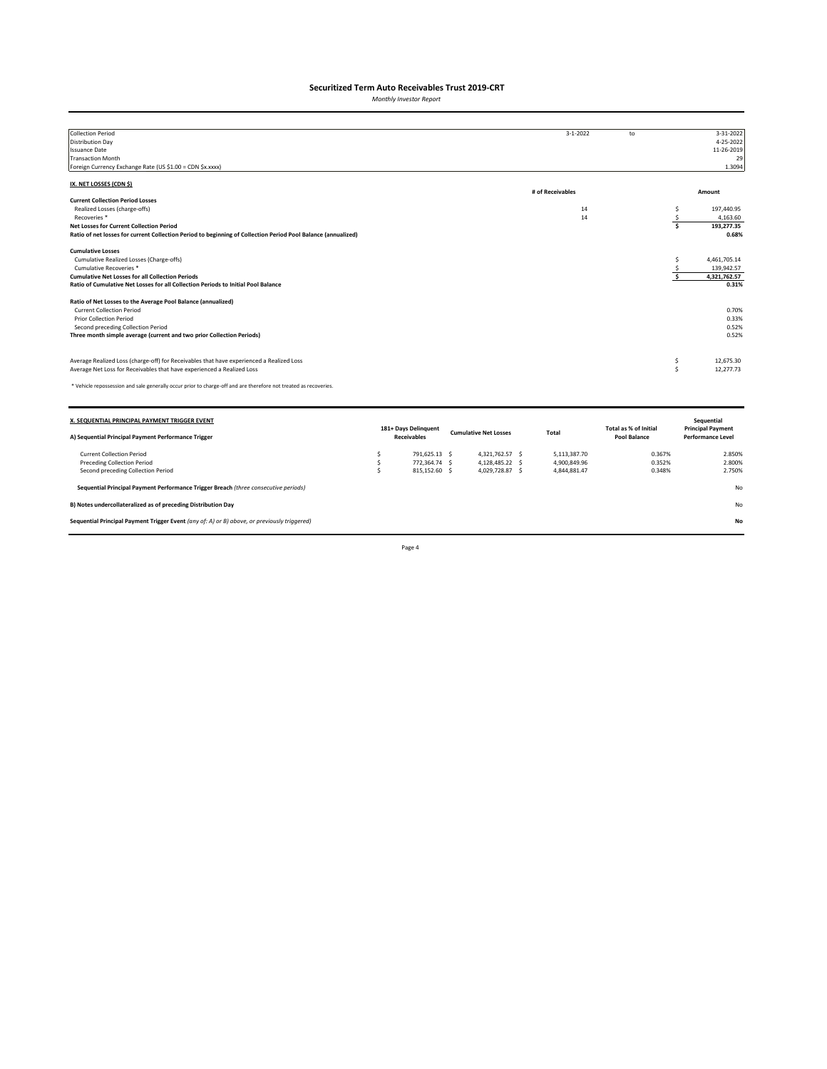# Securitized Term Auto Receivables Trust 2019-CRT

*Monthly Investor Report*

| | | | |
|---|---|---|---|
| Collection Period | 3-1-2022 | to | 3-31-2022 |
| Distribution Day | | | 4-25-2022 |
| Issuance Date | | | 11-26-2019 |
| Transaction Month | | | 29 |
| Foreign Currency Exchange Rate (US $1.00 = CDN $x.xxxx) | | | 1.3094 |

## IX. NET LOSSES (CDN $)

| | # of Receivables | Amount |
|---|---|---|
| **Current Collection Period Losses** | | |
| Realized Losses (charge-offs) | 14 | $ 197,440.95 |
| Recoveries * | 14 | $ 4,163.60 |
| **Net Losses for Current Collection Period** | | **$ 193,277.35** |
| **Ratio of net losses for current Collection Period to beginning of Collection Period Pool Balance (annualized)** | | **0.68%** |
| **Cumulative Losses** | | |
| Cumulative Realized Losses (Charge-offs) | | $ 4,461,705.14 |
| Cumulative Recoveries * | | $ 139,942.57 |
| **Cumulative Net Losses for all Collection Periods** | | **$ 4,321,762.57** |
| **Ratio of Cumulative Net Losses for all Collection Periods to Initial Pool Balance** | | **0.31%** |
| **Ratio of Net Losses to the Average Pool Balance (annualized)** | | |
| Current Collection Period | | 0.70% |
| Prior Collection Period | | 0.33% |
| Second preceding Collection Period | | 0.52% |
| **Three month simple average (current and two prior Collection Periods)** | | 0.52% |
| Average Realized Loss (charge-off) for Receivables that have experienced a Realized Loss | | $ 12,675.30 |
| Average Net Loss for Receivables that have experienced a Realized Loss | | $ 12,277.73 |

\* Vehicle repossession and sale generally occur prior to charge-off and are therefore not treated as recoveries.

## X. SEQUENTIAL PRINCIPAL PAYMENT TRIGGER EVENT

| A) Sequential Principal Payment Performance Trigger | 181+ Days Delinquent Receivables | Cumulative Net Losses | Total | Total as % of Initial Pool Balance | Sequential Principal Payment Performance Level |
|---|---|---|---|---|---|
| Current Collection Period | $ 791,625.13 | $ 4,321,762.57 | $ 5,113,387.70 | 0.367% | 2.850% |
| Preceding Collection Period | $ 772,364.74 | $ 4,128,485.22 | $ 4,900,849.96 | 0.352% | 2.800% |
| Second preceding Collection Period | $ 815,152.60 | $ 4,029,728.87 | $ 4,844,881.47 | 0.348% | 2.750% |
| **Sequential Principal Payment Performance Trigger Breach** *(three consecutive periods)* | | | | | No |
| **B) Notes undercollateralized as of preceding Distribution Day** | | | | | No |
| **Sequential Principal Payment Trigger Event** *(any of: A) or B) above, or previously triggered)* | | | | | **No** |